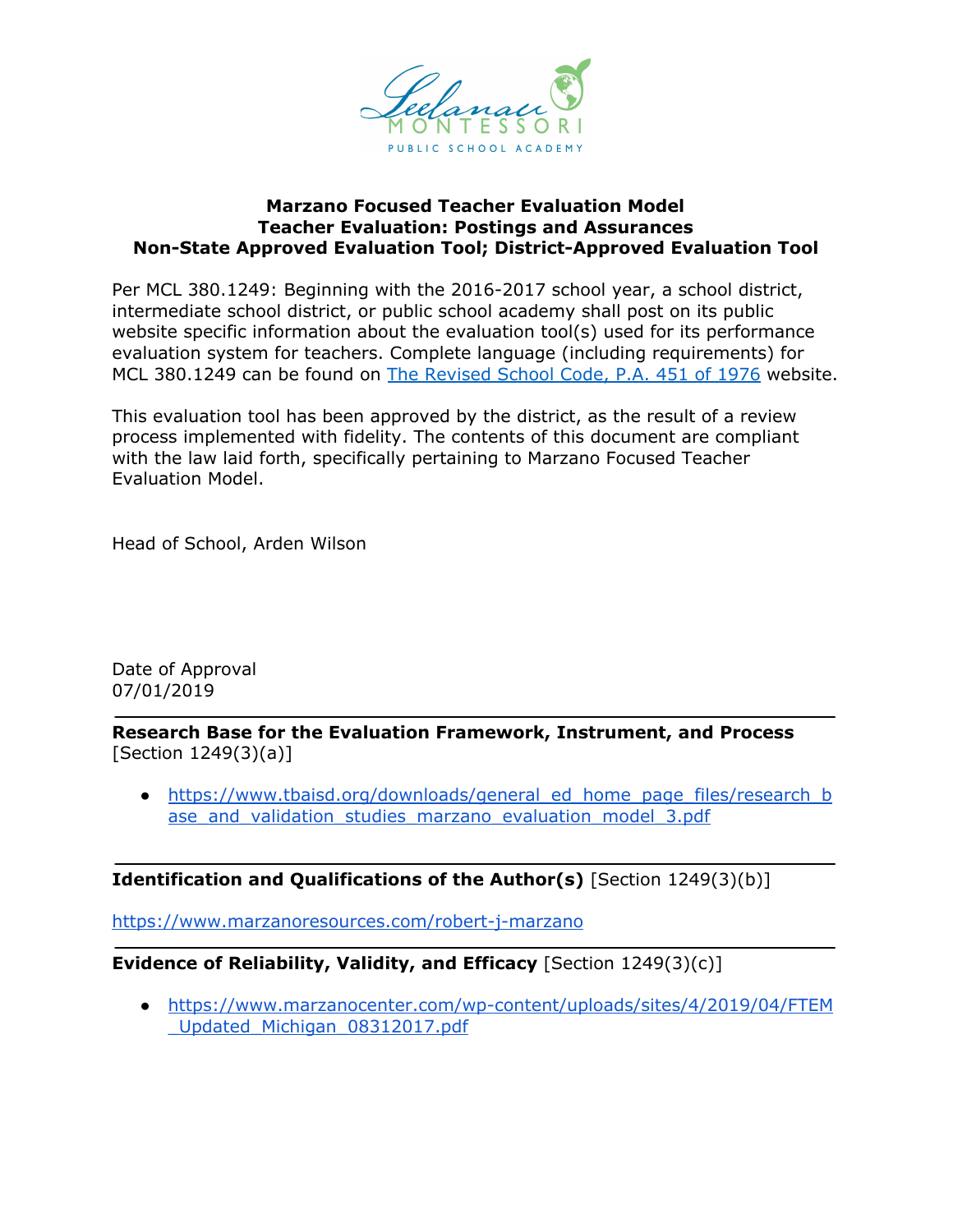**Marzano Focused Teacher Evaluation Model**
**Teacher Evaluation: Postings and Assurances**
**Non-State Approved Evaluation Tool; District-Approved Evaluation Tool**

Per MCL 380.1249: Beginning with the 2016-2017 school year, a school district, intermediate school district, or public school academy shall post on its public website specific information about the evaluation tool(s) used for its performance evaluation system for teachers. Complete language (including requirements) for MCL 380.1249 can be found on [The Revised School Code, P.A. 451 of 1976](#) website.

This evaluation tool has been approved by the district, as the result of a review process implemented with fidelity. The contents of this document are compliant with the law laid forth, specifically pertaining to Marzano Focused Teacher Evaluation Model.

Head of School, Arden Wilson

Date of Approval
07/01/2019

---

**Research Base for the Evaluation Framework, Instrument, and Process** [Section 1249(3)(a)]

- https://www.tbaisd.org/downloads/general_ed_home_page_files/research_base_and_validation_studies_marzano_evaluation_model_3.pdf

---

**Identification and Qualifications of the Author(s)** [Section 1249(3)(b)]

https://www.marzanoresources.com/robert-j-marzano

---

**Evidence of Reliability, Validity, and Efficacy** [Section 1249(3)(c)]

- https://www.marzanocenter.com/wp-content/uploads/sites/4/2019/04/FTEM_Updated_Michigan_08312017.pdf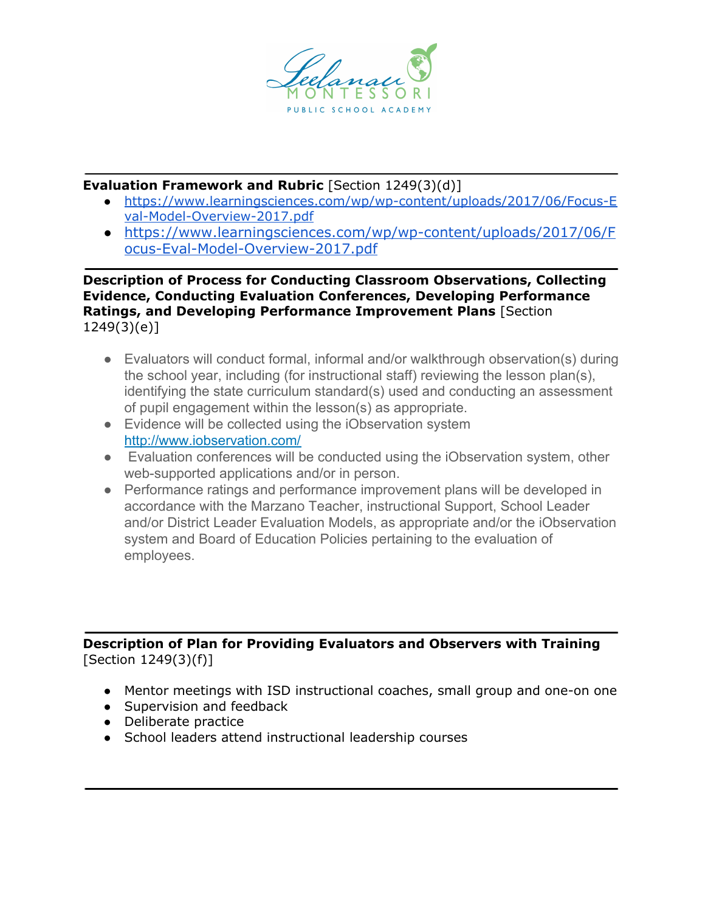**Evaluation Framework and Rubric** [Section 1249(3)(d)]

- https://www.learningsciences.com/wp/wp-content/uploads/2017/06/Focus-Eval-Model-Overview-2017.pdf
- https://www.learningsciences.com/wp/wp-content/uploads/2017/06/Focus-Eval-Model-Overview-2017.pdf

---

**Description of Process for Conducting Classroom Observations, Collecting Evidence, Conducting Evaluation Conferences, Developing Performance Ratings, and Developing Performance Improvement Plans** [Section 1249(3)(e)]

- Evaluators will conduct formal, informal and/or walkthrough observation(s) during the school year, including (for instructional staff) reviewing the lesson plan(s), identifying the state curriculum standard(s) used and conducting an assessment of pupil engagement within the lesson(s) as appropriate.
- Evidence will be collected using the iObservation system http://www.iobservation.com/
- Evaluation conferences will be conducted using the iObservation system, other web-supported applications and/or in person.
- Performance ratings and performance improvement plans will be developed in accordance with the Marzano Teacher, instructional Support, School Leader and/or District Leader Evaluation Models, as appropriate and/or the iObservation system and Board of Education Policies pertaining to the evaluation of employees.

---

**Description of Plan for Providing Evaluators and Observers with Training** [Section 1249(3)(f)]

- Mentor meetings with ISD instructional coaches, small group and one-on one
- Supervision and feedback
- Deliberate practice
- School leaders attend instructional leadership courses